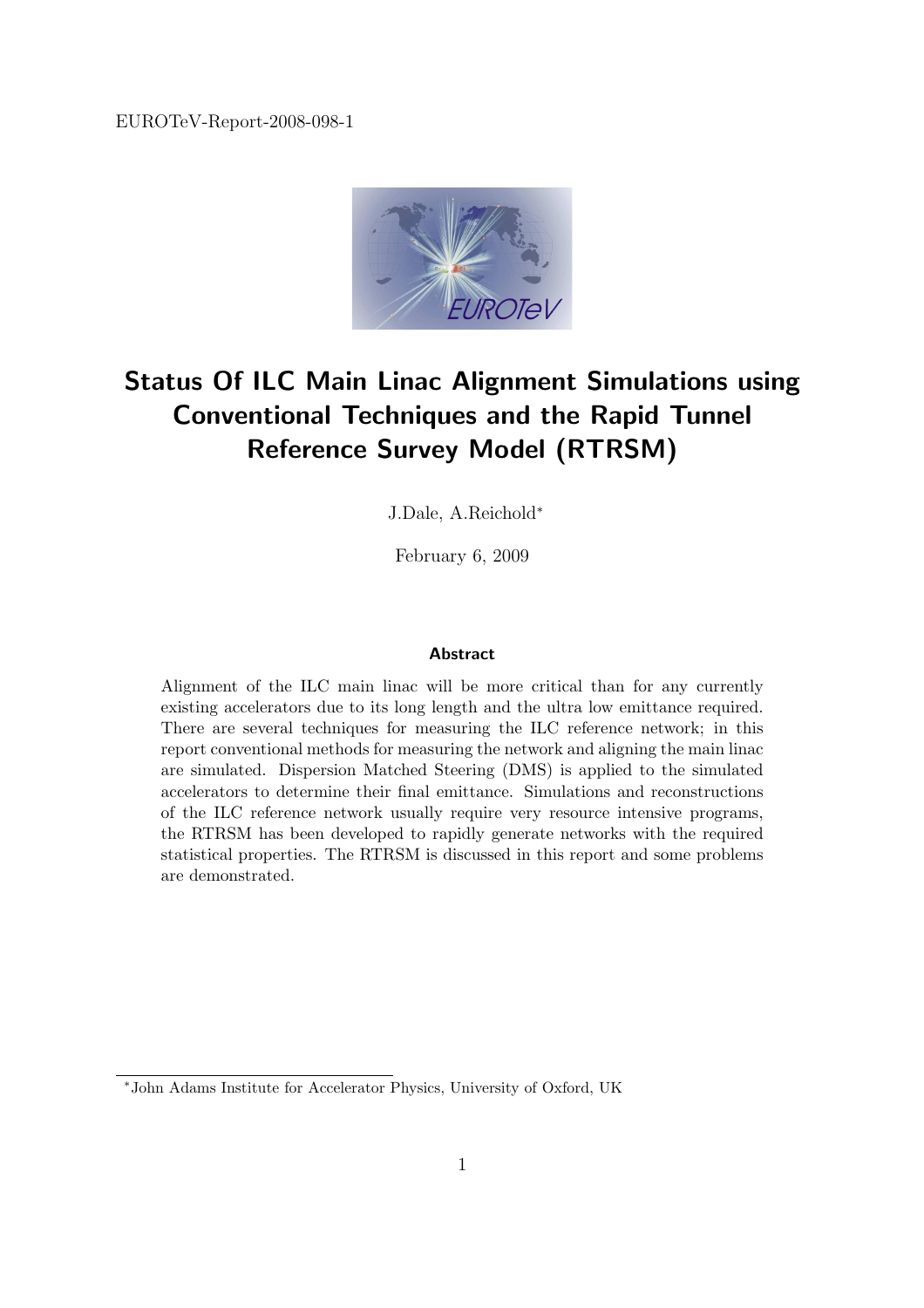EUROTeV-Report-2008-098-1

# Status Of ILC Main Linac Alignment Simulations using Conventional Techniques and the Rapid Tunnel Reference Survey Model (RTRSM)

J.Dale, A.Reichold*

February 6, 2009

### Abstract

Alignment of the ILC main linac will be more critical than for any currently existing accelerators due to its long length and the ultra low emittance required. There are several techniques for measuring the ILC reference network; in this report conventional methods for measuring the network and aligning the main linac are simulated. Dispersion Matched Steering (DMS) is applied to the simulated accelerators to determine their final emittance. Simulations and reconstructions of the ILC reference network usually require very resource intensive programs, the RTRSM has been developed to rapidly generate networks with the required statistical properties. The RTRSM is discussed in this report and some problems are demonstrated.

*John Adams Institute for Accelerator Physics, University of Oxford, UK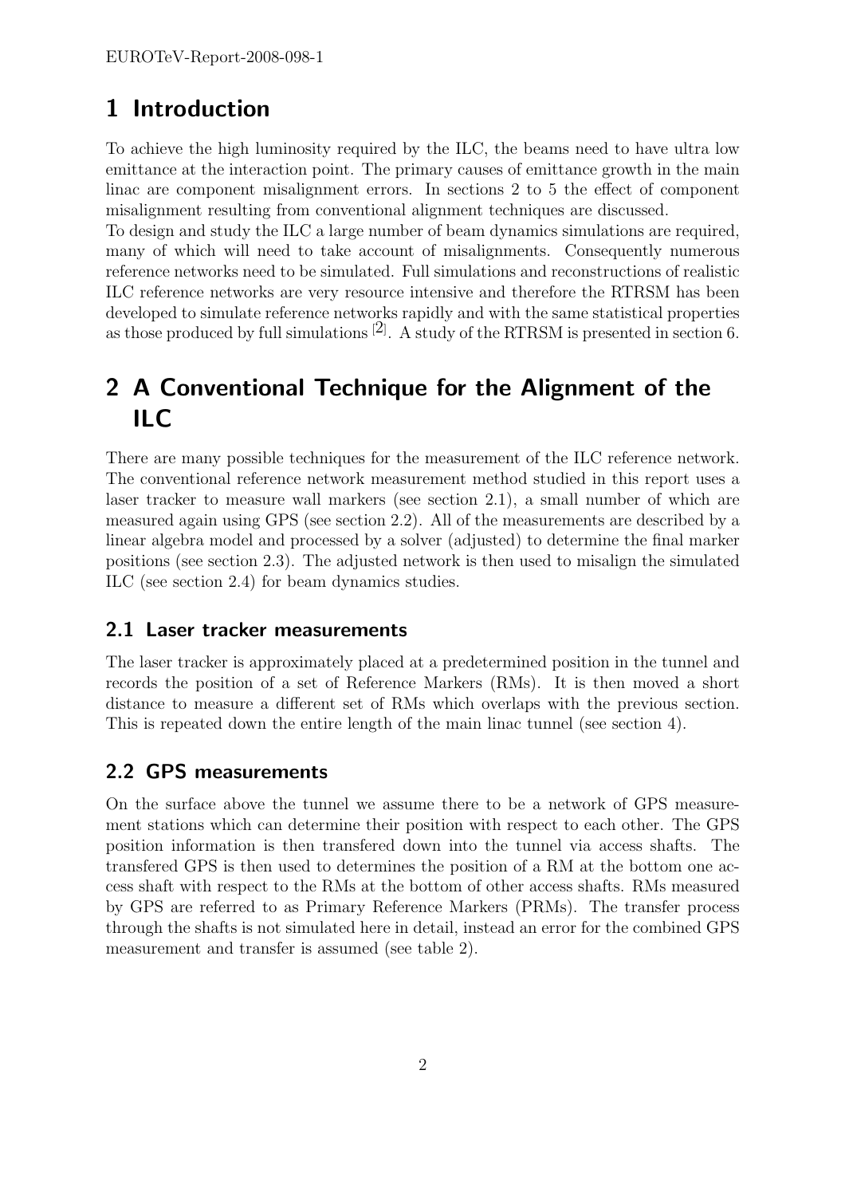# 1 Introduction

To achieve the high luminosity required by the ILC, the beams need to have ultra low emittance at the interaction point. The primary causes of emittance growth in the main linac are component misalignment errors. In sections 2 to 5 the effect of component misalignment resulting from conventional alignment techniques are discussed.

To design and study the ILC a large number of beam dynamics simulations are required, many of which will need to take account of misalignments. Consequently numerous reference networks need to be simulated. Full simulations and reconstructions of realistic ILC reference networks are very resource intensive and therefore the RTRSM has been developed to simulate reference networks rapidly and with the same statistical properties as those produced by full simulations [2]. A study of the RTRSM is presented in section 6.

# 2 A Conventional Technique for the Alignment of the ILC

There are many possible techniques for the measurement of the ILC reference network. The conventional reference network measurement method studied in this report uses a laser tracker to measure wall markers (see section 2.1), a small number of which are measured again using GPS (see section 2.2). All of the measurements are described by a linear algebra model and processed by a solver (adjusted) to determine the final marker positions (see section 2.3). The adjusted network is then used to misalign the simulated ILC (see section 2.4) for beam dynamics studies.

## 2.1 Laser tracker measurements

The laser tracker is approximately placed at a predetermined position in the tunnel and records the position of a set of Reference Markers (RMs). It is then moved a short distance to measure a different set of RMs which overlaps with the previous section. This is repeated down the entire length of the main linac tunnel (see section 4).

## 2.2 GPS measurements

On the surface above the tunnel we assume there to be a network of GPS measurement stations which can determine their position with respect to each other. The GPS position information is then transfered down into the tunnel via access shafts. The transfered GPS is then used to determines the position of a RM at the bottom one access shaft with respect to the RMs at the bottom of other access shafts. RMs measured by GPS are referred to as Primary Reference Markers (PRMs). The transfer process through the shafts is not simulated here in detail, instead an error for the combined GPS measurement and transfer is assumed (see table 2).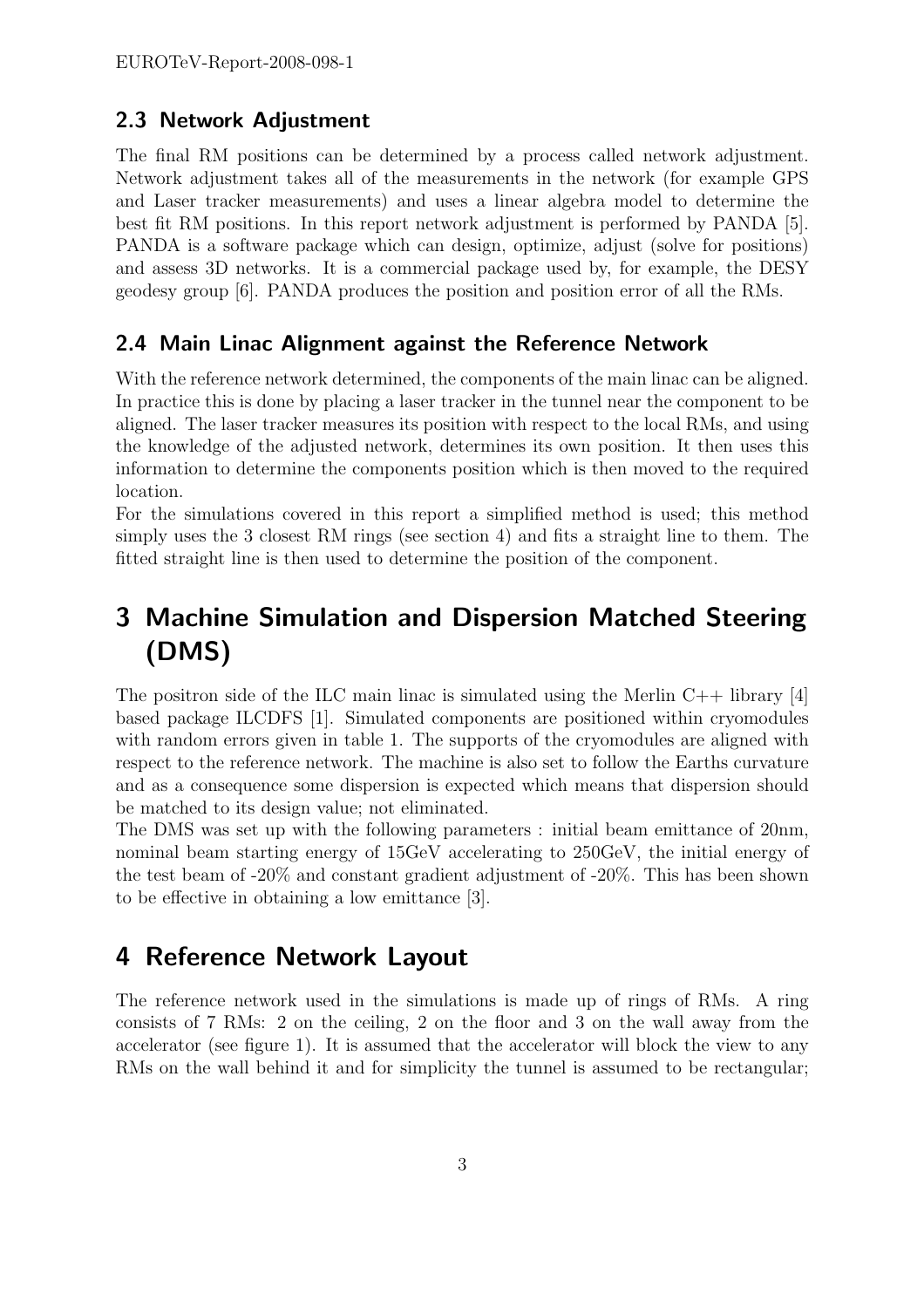### 2.3 Network Adjustment

The final RM positions can be determined by a process called network adjustment. Network adjustment takes all of the measurements in the network (for example GPS and Laser tracker measurements) and uses a linear algebra model to determine the best fit RM positions. In this report network adjustment is performed by PANDA [5]. PANDA is a software package which can design, optimize, adjust (solve for positions) and assess 3D networks. It is a commercial package used by, for example, the DESY geodesy group [6]. PANDA produces the position and position error of all the RMs.

### 2.4 Main Linac Alignment against the Reference Network

With the reference network determined, the components of the main linac can be aligned. In practice this is done by placing a laser tracker in the tunnel near the component to be aligned. The laser tracker measures its position with respect to the local RMs, and using the knowledge of the adjusted network, determines its own position. It then uses this information to determine the components position which is then moved to the required location.

For the simulations covered in this report a simplified method is used; this method simply uses the 3 closest RM rings (see section 4) and fits a straight line to them. The fitted straight line is then used to determine the position of the component.

## 3 Machine Simulation and Dispersion Matched Steering (DMS)

The positron side of the ILC main linac is simulated using the Merlin C++ library [4] based package ILCDFS [1]. Simulated components are positioned within cryomodules with random errors given in table 1. The supports of the cryomodules are aligned with respect to the reference network. The machine is also set to follow the Earths curvature and as a consequence some dispersion is expected which means that dispersion should be matched to its design value; not eliminated.

The DMS was set up with the following parameters : initial beam emittance of 20nm, nominal beam starting energy of 15GeV accelerating to 250GeV, the initial energy of the test beam of -20% and constant gradient adjustment of -20%. This has been shown to be effective in obtaining a low emittance [3].

## 4 Reference Network Layout

The reference network used in the simulations is made up of rings of RMs. A ring consists of 7 RMs: 2 on the ceiling, 2 on the floor and 3 on the wall away from the accelerator (see figure 1). It is assumed that the accelerator will block the view to any RMs on the wall behind it and for simplicity the tunnel is assumed to be rectangular;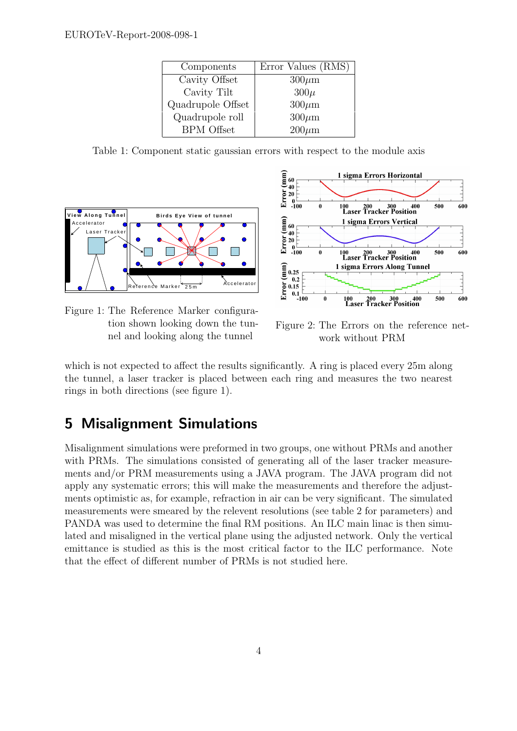| Components | Error Values (RMS) |
|---|---|
| Cavity Offset | 300$\mu$m |
| Cavity Tilt | 300$\mu$ |
| Quadrupole Offset | 300$\mu$m |
| Quadrupole roll | 300$\mu$m |
| BPM Offset | 200$\mu$m |

Table 1: Component static gaussian errors with respect to the module axis

Figure 1: The Reference Marker configuration shown looking down the tunnel and looking along the tunnel

Figure 2: The Errors on the reference network without PRM

which is not expected to affect the results significantly. A ring is placed every 25m along the tunnel, a laser tracker is placed between each ring and measures the two nearest rings in both directions (see figure 1).

## 5 Misalignment Simulations

Misalignment simulations were preformed in two groups, one without PRMs and another with PRMs. The simulations consisted of generating all of the laser tracker measurements and/or PRM measurements using a JAVA program. The JAVA program did not apply any systematic errors; this will make the measurements and therefore the adjustments optimistic as, for example, refraction in air can be very significant. The simulated measurements were smeared by the relevent resolutions (see table 2 for parameters) and PANDA was used to determine the final RM positions. An ILC main linac is then simulated and misaligned in the vertical plane using the adjusted network. Only the vertical emittance is studied as this is the most critical factor to the ILC performance. Note that the effect of different number of PRMs is not studied here.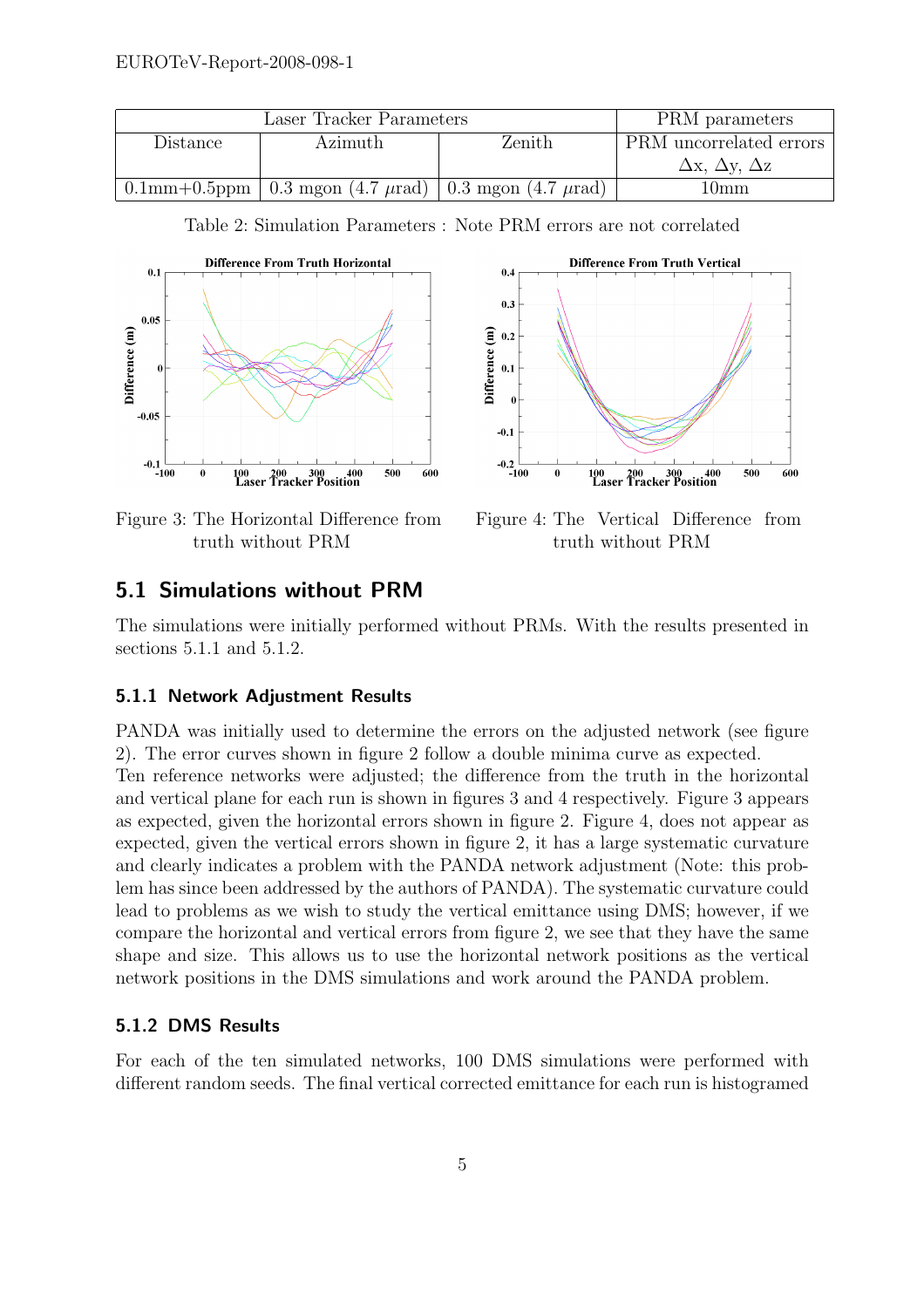| Laser Tracker Parameters | | | PRM parameters |
|---|---|---|---|
| Distance | Azimuth | Zenith | PRM uncorrelated errors $\Delta$x, $\Delta$y, $\Delta$z |
| 0.1mm+0.5ppm | 0.3 mgon (4.7 $\mu$rad) | 0.3 mgon (4.7 $\mu$rad) | 10mm |

Table 2: Simulation Parameters : Note PRM errors are not correlated

Figure 3: The Horizontal Difference from truth without PRM

Figure 4: The Vertical Difference from truth without PRM

## 5.1 Simulations without PRM

The simulations were initially performed without PRMs. With the results presented in sections 5.1.1 and 5.1.2.

### 5.1.1 Network Adjustment Results

PANDA was initially used to determine the errors on the adjusted network (see figure 2). The error curves shown in figure 2 follow a double minima curve as expected.
Ten reference networks were adjusted; the difference from the truth in the horizontal and vertical plane for each run is shown in figures 3 and 4 respectively. Figure 3 appears as expected, given the horizontal errors shown in figure 2. Figure 4, does not appear as expected, given the vertical errors shown in figure 2, it has a large systematic curvature and clearly indicates a problem with the PANDA network adjustment (Note: this problem has since been addressed by the authors of PANDA). The systematic curvature could lead to problems as we wish to study the vertical emittance using DMS; however, if we compare the horizontal and vertical errors from figure 2, we see that they have the same shape and size. This allows us to use the horizontal network positions as the vertical network positions in the DMS simulations and work around the PANDA problem.

### 5.1.2 DMS Results

For each of the ten simulated networks, 100 DMS simulations were performed with different random seeds. The final vertical corrected emittance for each run is histogramed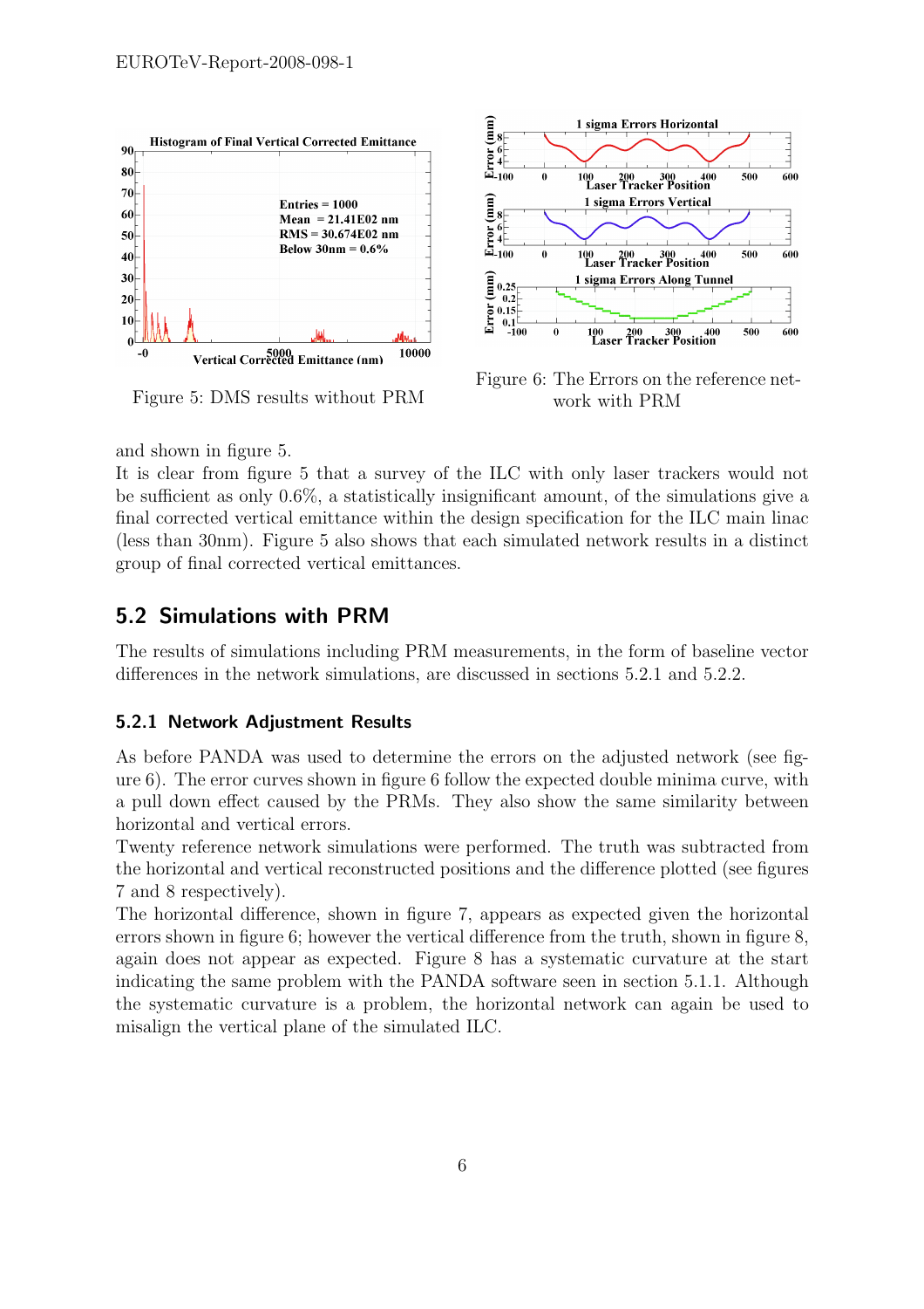Figure 5: DMS results without PRM

Figure 6: The Errors on the reference network with PRM

and shown in figure 5.

It is clear from figure 5 that a survey of the ILC with only laser trackers would not be sufficient as only 0.6%, a statistically insignificant amount, of the simulations give a final corrected vertical emittance within the design specification for the ILC main linac (less than 30nm). Figure 5 also shows that each simulated network results in a distinct group of final corrected vertical emittances.

## 5.2 Simulations with PRM

The results of simulations including PRM measurements, in the form of baseline vector differences in the network simulations, are discussed in sections 5.2.1 and 5.2.2.

### 5.2.1 Network Adjustment Results

As before PANDA was used to determine the errors on the adjusted network (see figure 6). The error curves shown in figure 6 follow the expected double minima curve, with a pull down effect caused by the PRMs. They also show the same similarity between horizontal and vertical errors.

Twenty reference network simulations were performed. The truth was subtracted from the horizontal and vertical reconstructed positions and the difference plotted (see figures 7 and 8 respectively).

The horizontal difference, shown in figure 7, appears as expected given the horizontal errors shown in figure 6; however the vertical difference from the truth, shown in figure 8, again does not appear as expected. Figure 8 has a systematic curvature at the start indicating the same problem with the PANDA software seen in section 5.1.1. Although the systematic curvature is a problem, the horizontal network can again be used to misalign the vertical plane of the simulated ILC.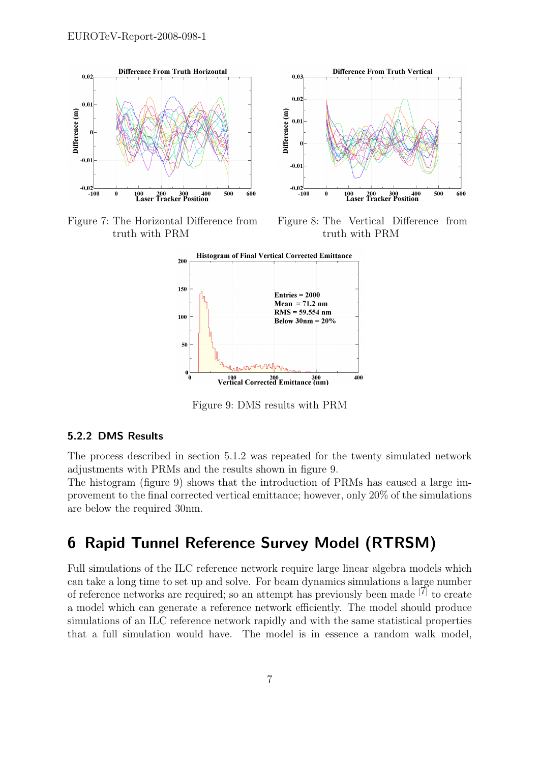Figure 7: The Horizontal Difference from truth with PRM

Figure 8: The Vertical Difference from truth with PRM

Figure 9: DMS results with PRM

### 5.2.2 DMS Results

The process described in section 5.1.2 was repeated for the twenty simulated network adjustments with PRMs and the results shown in figure 9.

The histogram (figure 9) shows that the introduction of PRMs has caused a large improvement to the final corrected vertical emittance; however, only 20% of the simulations are below the required 30nm.

# 6 Rapid Tunnel Reference Survey Model (RTRSM)

Full simulations of the ILC reference network require large linear algebra models which can take a long time to set up and solve. For beam dynamics simulations a large number of reference networks are required; so an attempt has previously been made [7] to create a model which can generate a reference network efficiently. The model should produce simulations of an ILC reference network rapidly and with the same statistical properties that a full simulation would have. The model is in essence a random walk model,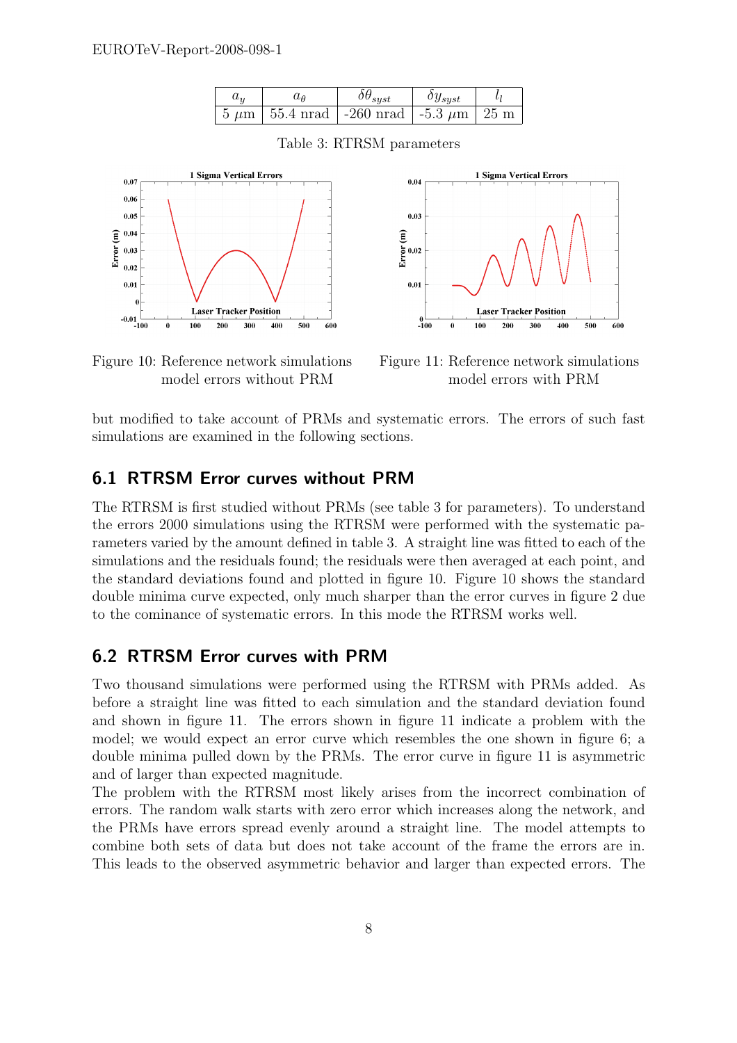| $a_y$ | $a_\theta$ | $\delta\theta_{syst}$ | $\delta y_{syst}$ | $l_l$ |
|---|---|---|---|---|
| 5 $\mu$m | 55.4 nrad | -260 nrad | -5.3 $\mu$m | 25 m |

Table 3: RTRSM parameters

Figure 10: Reference network simulations model errors without PRM

Figure 11: Reference network simulations model errors with PRM

but modified to take account of PRMs and systematic errors. The errors of such fast simulations are examined in the following sections.

## 6.1 RTRSM Error curves without PRM

The RTRSM is first studied without PRMs (see table 3 for parameters). To understand the errors 2000 simulations using the RTRSM were performed with the systematic parameters varied by the amount defined in table 3. A straight line was fitted to each of the simulations and the residuals found; the residuals were then averaged at each point, and the standard deviations found and plotted in figure 10. Figure 10 shows the standard double minima curve expected, only much sharper than the error curves in figure 2 due to the cominance of systematic errors. In this mode the RTRSM works well.

## 6.2 RTRSM Error curves with PRM

Two thousand simulations were performed using the RTRSM with PRMs added. As before a straight line was fitted to each simulation and the standard deviation found and shown in figure 11. The errors shown in figure 11 indicate a problem with the model; we would expect an error curve which resembles the one shown in figure 6; a double minima pulled down by the PRMs. The error curve in figure 11 is asymmetric and of larger than expected magnitude.

The problem with the RTRSM most likely arises from the incorrect combination of errors. The random walk starts with zero error which increases along the network, and the PRMs have errors spread evenly around a straight line. The model attempts to combine both sets of data but does not take account of the frame the errors are in. This leads to the observed asymmetric behavior and larger than expected errors. The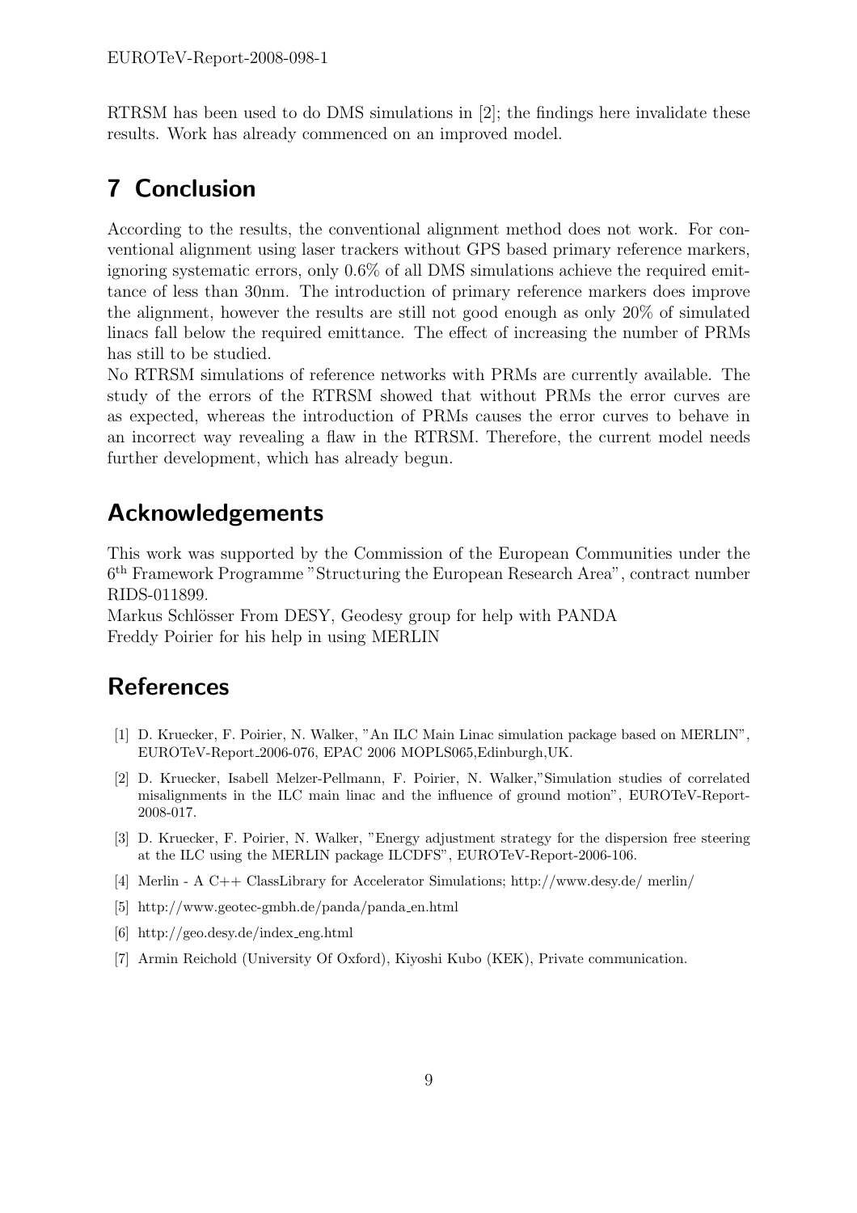RTRSM has been used to do DMS simulations in [2]; the findings here invalidate these results. Work has already commenced on an improved model.

# 7 Conclusion

According to the results, the conventional alignment method does not work. For conventional alignment using laser trackers without GPS based primary reference markers, ignoring systematic errors, only 0.6% of all DMS simulations achieve the required emittance of less than 30nm. The introduction of primary reference markers does improve the alignment, however the results are still not good enough as only 20% of simulated linacs fall below the required emittance. The effect of increasing the number of PRMs has still to be studied.

No RTRSM simulations of reference networks with PRMs are currently available. The study of the errors of the RTRSM showed that without PRMs the error curves are as expected, whereas the introduction of PRMs causes the error curves to behave in an incorrect way revealing a flaw in the RTRSM. Therefore, the current model needs further development, which has already begun.

# Acknowledgements

This work was supported by the Commission of the European Communities under the $6^{th}$ Framework Programme "Structuring the European Research Area", contract number RIDS-011899.

Markus Schlösser From DESY, Geodesy group for help with PANDA

Freddy Poirier for his help in using MERLIN

# References

[1] D. Kruecker, F. Poirier, N. Walker, "An ILC Main Linac simulation package based on MERLIN", EUROTeV-Report_2006-076, EPAC 2006 MOPLS065,Edinburgh,UK.

[2] D. Kruecker, Isabell Melzer-Pellmann, F. Poirier, N. Walker,"Simulation studies of correlated misalignments in the ILC main linac and the influence of ground motion", EUROTeV-Report-2008-017.

[3] D. Kruecker, F. Poirier, N. Walker, "Energy adjustment strategy for the dispersion free steering at the ILC using the MERLIN package ILCDFS", EUROTeV-Report-2006-106.

[4] Merlin - A C++ ClassLibrary for Accelerator Simulations; http://www.desy.de/ merlin/

[5] http://www.geotec-gmbh.de/panda/panda_en.html

[6] http://geo.desy.de/index_eng.html

[7] Armin Reichold (University Of Oxford), Kiyoshi Kubo (KEK), Private communication.